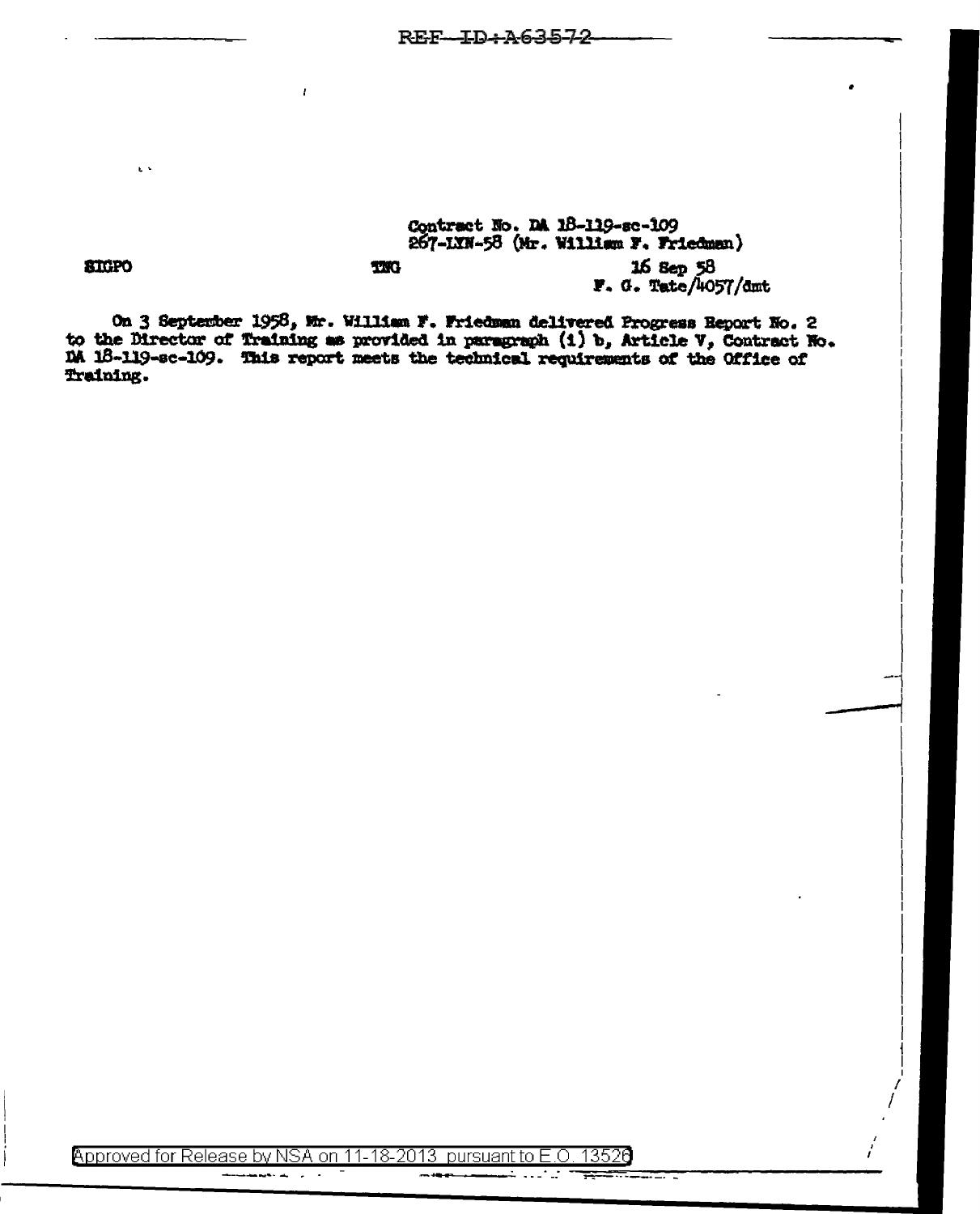Contract No. DA 18-119-sc-109
267-LYN-58 (Mr. William F. Friedman)

SIGPO TNG 16 Sep 58
F. G. Tate/4057/dmt

On 3 September 1958, Mr. William F. Friedman delivered Progress Report No. 2 to the Director of Training as provided in paragraph (1) b, Article V, Contract No. DA 18-119-sc-109. This report meets the technical requirements of the Office of Training.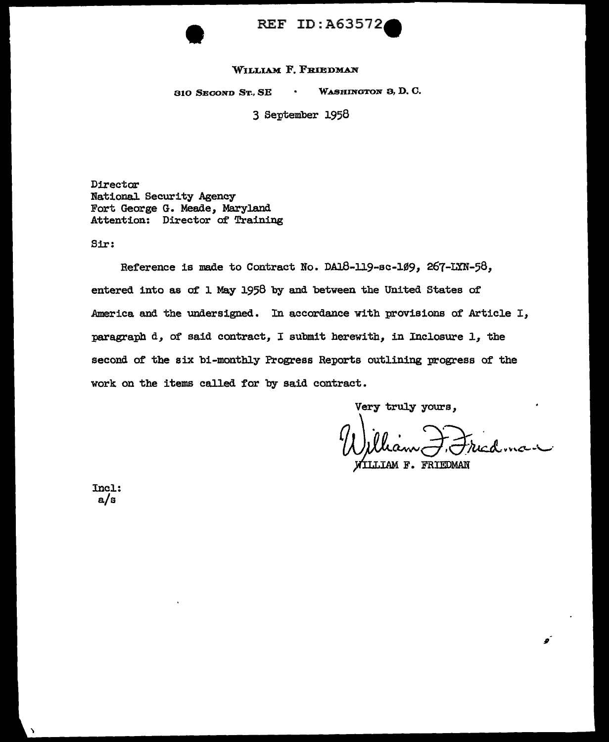REF ID:A63572

WILLIAM F. FRIEDMAN

310 SECOND ST., SE · WASHINGTON 3, D. C.

3 September 1958

Director
National Security Agency
Fort George G. Meade, Maryland
Attention: Director of Training

Sir:

Reference is made to Contract No. DA18-119-sc-1Ø9, 267-LYN-58, entered into as of 1 May 1958 by and between the United States of America and the undersigned. In accordance with provisions of Article I, paragraph d, of said contract, I submit herewith, in Inclosure 1, the second of the six bi-monthly Progress Reports outlining progress of the work on the items called for by said contract.

Very truly yours,

William F. Friedman
WILLIAM F. FRIEDMAN

Incl:
a/s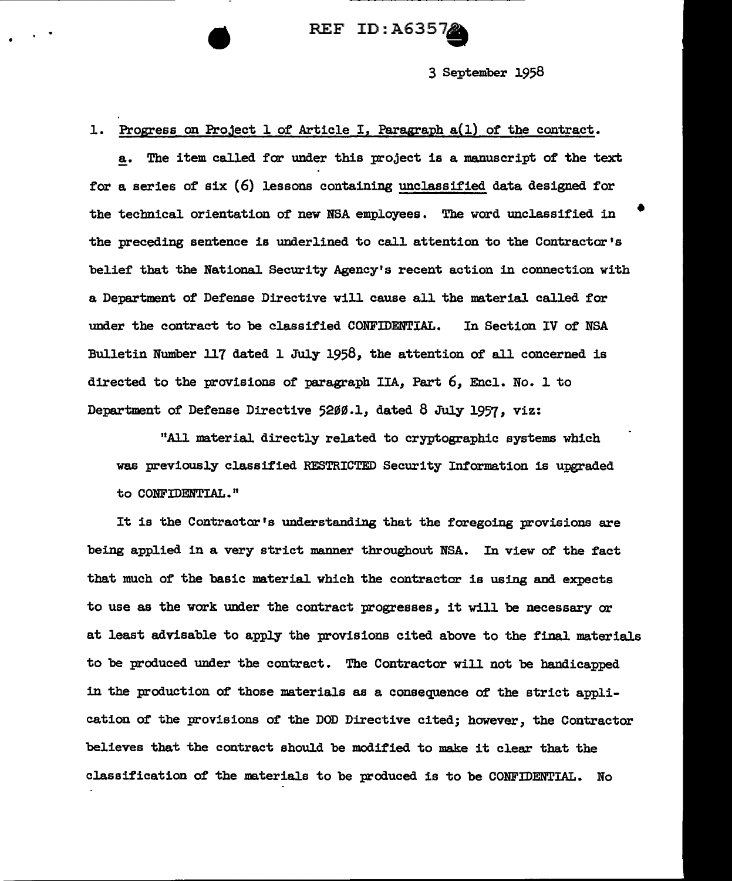3 September 1958

1. <u>Progress on Project 1 of Article I, Paragraph a(1) of the contract.</u>

<u>a</u>. The item called for under this project is a manuscript of the text for a series of six (6) lessons containing <u>unclassified</u> data designed for the technical orientation of new NSA employees. The word unclassified in the preceding sentence is underlined to call attention to the Contractor's belief that the National Security Agency's recent action in connection with a Department of Defense Directive will cause all the material called for under the contract to be classified CONFIDENTIAL. In Section IV of NSA Bulletin Number 117 dated 1 July 1958, the attention of all concerned is directed to the provisions of paragraph IIA, Part 6, Encl. No. 1 to Department of Defense Directive 5200.1, dated 8 July 1957, viz:

> "All material directly related to cryptographic systems which was previously classified RESTRICTED Security Information is upgraded to CONFIDENTIAL."

It is the Contractor's understanding that the foregoing provisions are being applied in a very strict manner throughout NSA. In view of the fact that much of the basic material which the contractor is using and expects to use as the work under the contract progresses, it will be necessary or at least advisable to apply the provisions cited above to the final materials to be produced under the contract. The Contractor will not be handicapped in the production of those materials as a consequence of the strict application of the provisions of the DOD Directive cited; however, the Contractor believes that the contract should be modified to make it clear that the classification of the materials to be produced is to be CONFIDENTIAL. No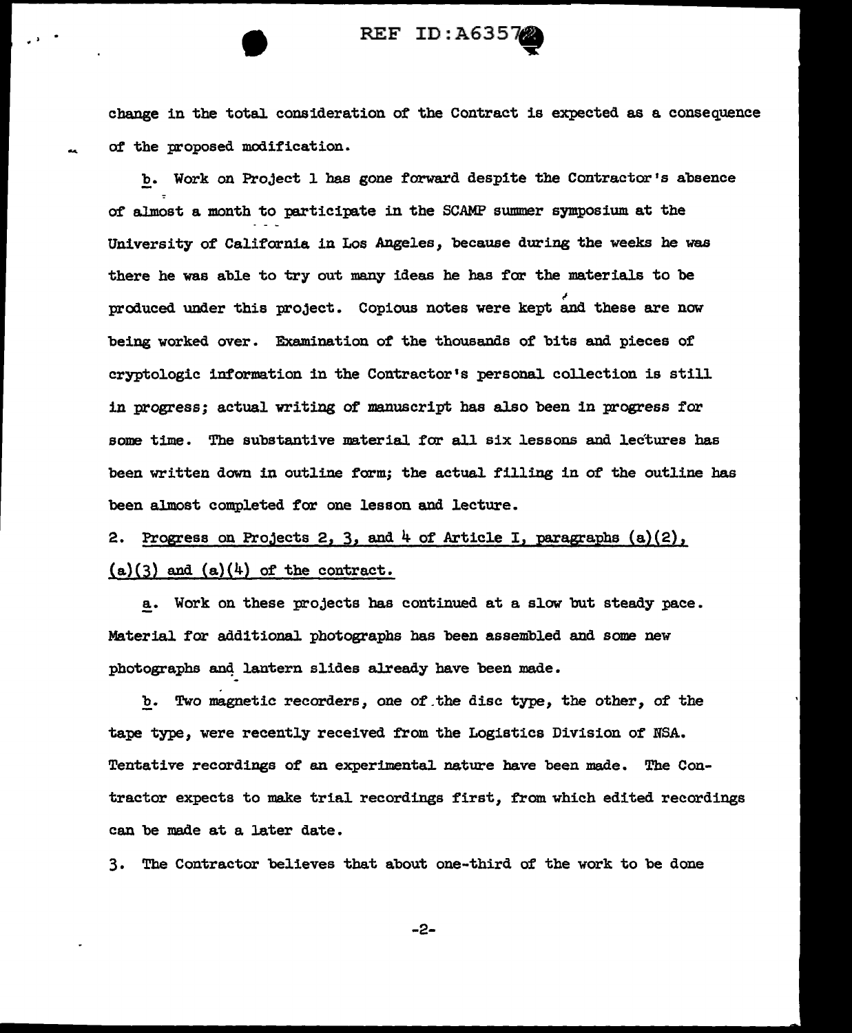change in the total consideration of the Contract is expected as a consequence of the proposed modification.

b. Work on Project 1 has gone forward despite the Contractor's absence of almost a month to participate in the SCAMP summer symposium at the University of California in Los Angeles, because during the weeks he was there he was able to try out many ideas he has for the materials to be produced under this project. Copious notes were kept and these are now being worked over. Examination of the thousands of bits and pieces of cryptologic information in the Contractor's personal collection is still in progress; actual writing of manuscript has also been in progress for some time. The substantive material for all six lessons and lectures has been written down in outline form; the actual filling in of the outline has been almost completed for one lesson and lecture.

2. Progress on Projects 2, 3, and 4 of Article I, paragraphs (a)(2), (a)(3) and (a)(4) of the contract.

a. Work on these projects has continued at a slow but steady pace. Material for additional photographs has been assembled and some new photographs and lantern slides already have been made.

b. Two magnetic recorders, one of the disc type, the other, of the tape type, were recently received from the Logistics Division of NSA. Tentative recordings of an experimental nature have been made. The Contractor expects to make trial recordings first, from which edited recordings can be made at a later date.

3. The Contractor believes that about one-third of the work to be done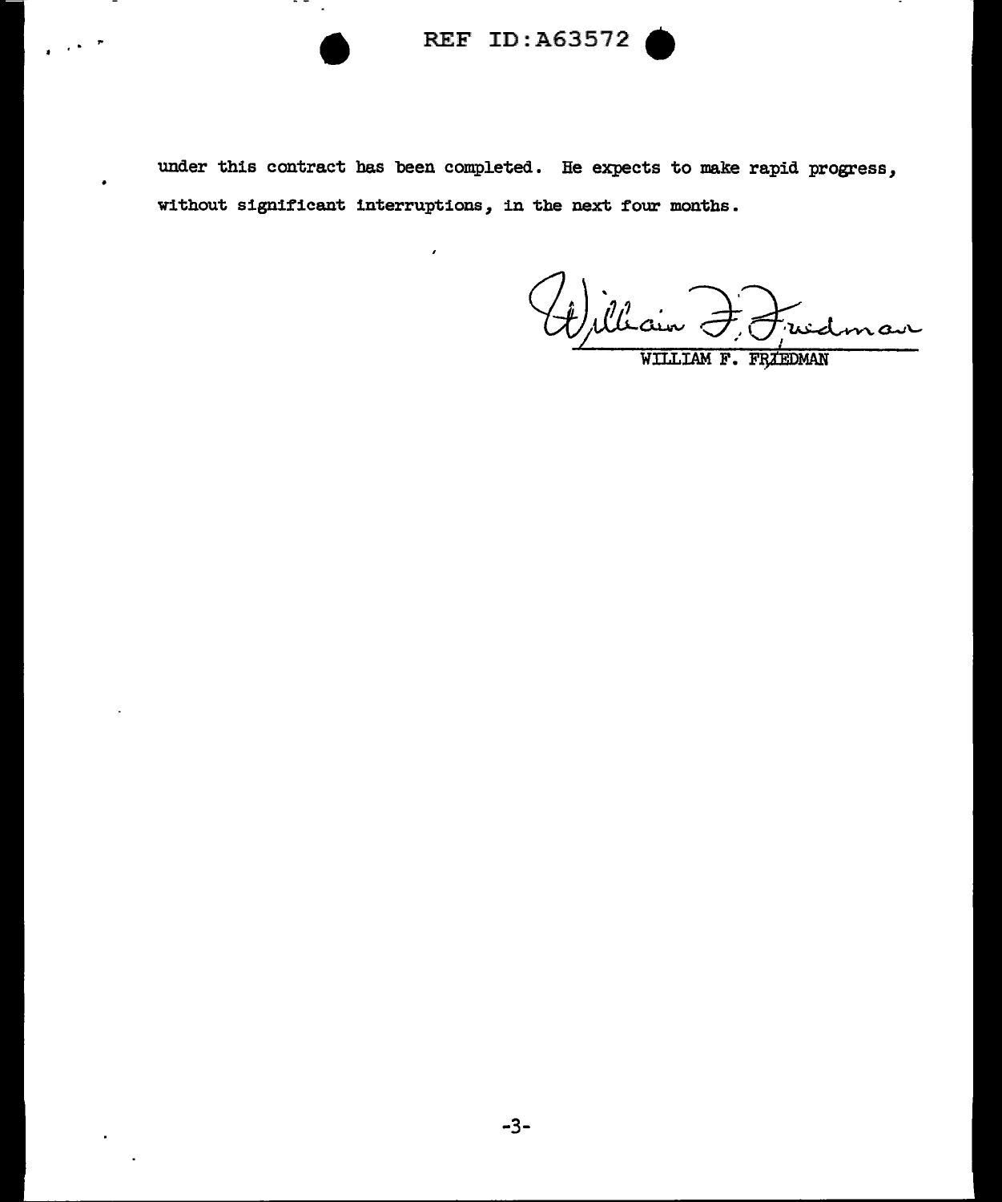under this contract has been completed. He expects to make rapid progress, without significant interruptions, in the next four months.

William F. Friedman

WILLIAM F. FRIEDMAN